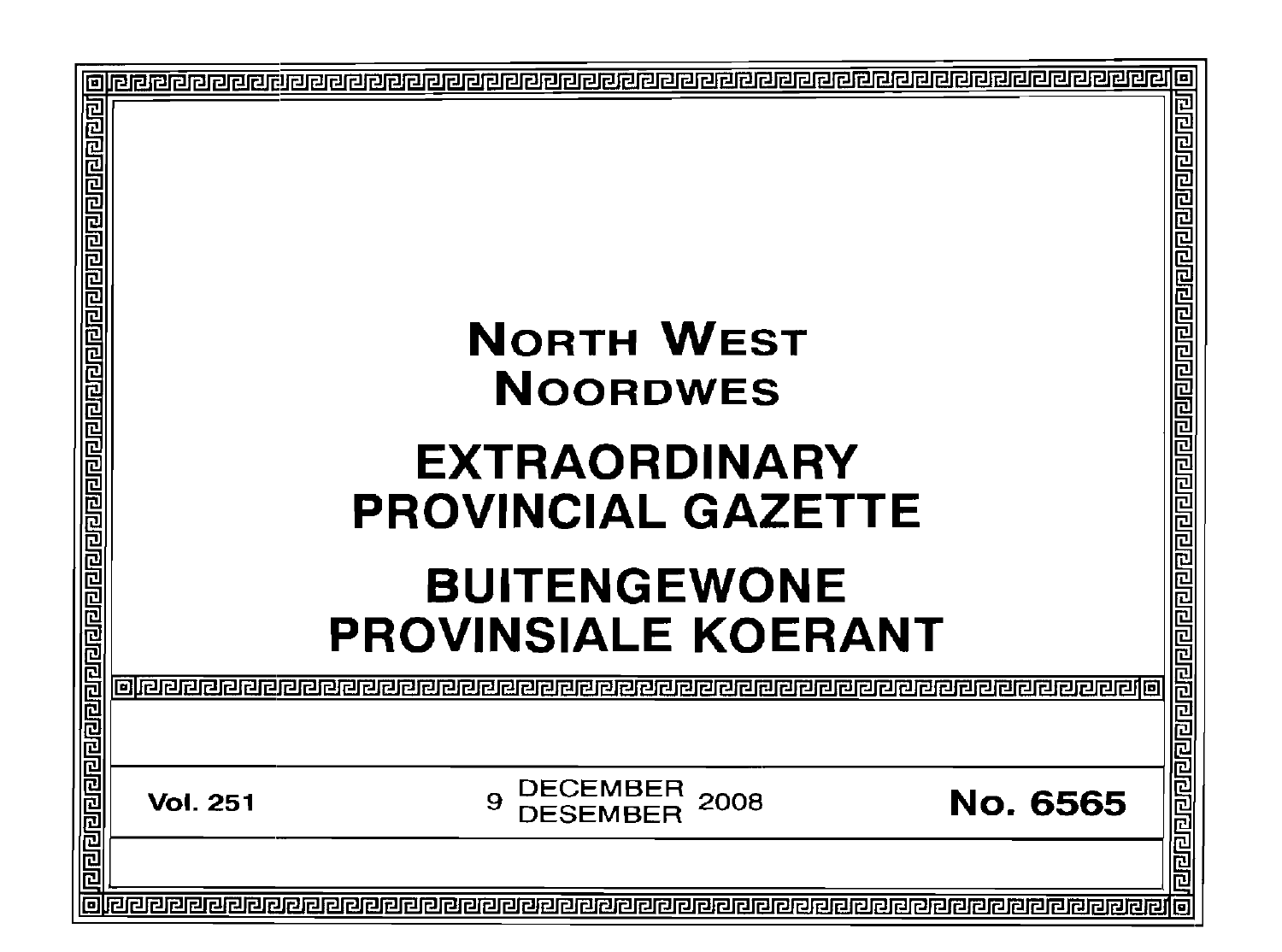# NORTH WEST
# NOORDWES

# EXTRAORDINARY PROVINCIAL GAZETTE

# BUITENGEWONE PROVINSIALE KOERANT

**Vol. 251** 9 DECEMBER / DESEMBER 2008 **No. 6565**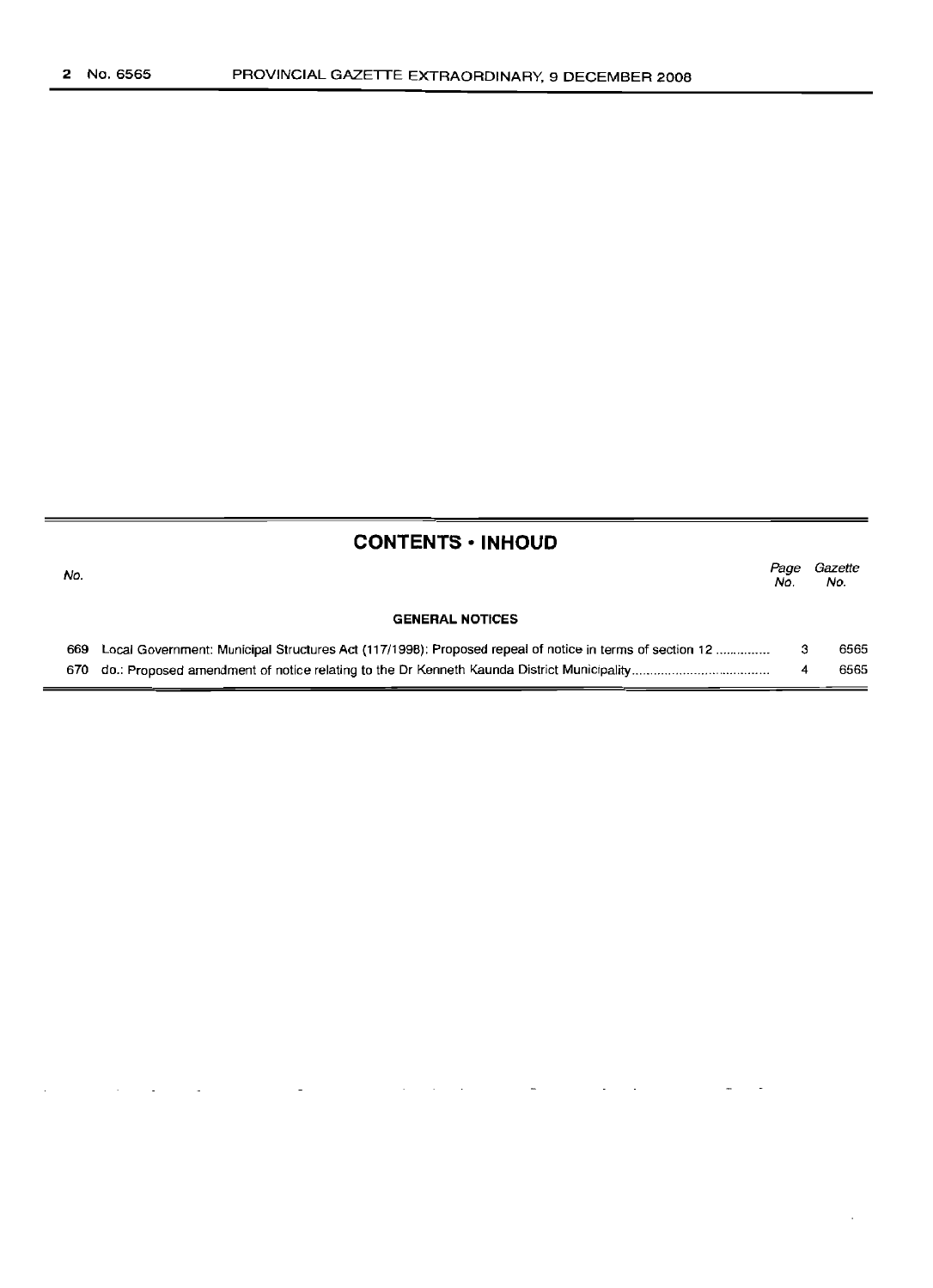## CONTENTS • INHOUD

| No. | | Page No. | Gazette No. |
|---|---|---|---|
| | **GENERAL NOTICES** | | |
| 669 | Local Government: Municipal Structures Act (117/1998): Proposed repeal of notice in terms of section 12 .............. | 3 | 6565 |
| 670 | do.: Proposed amendment of notice relating to the Dr Kenneth Kaunda District Municipality .............. | 4 | 6565 |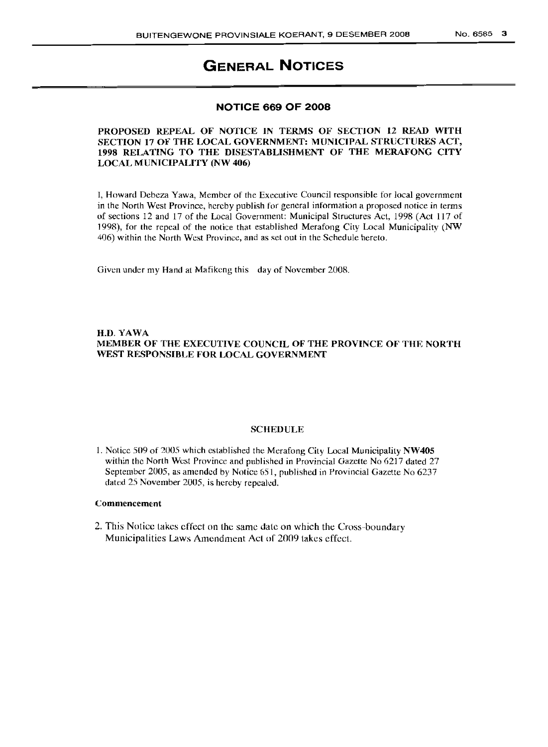# GENERAL NOTICES

## NOTICE 669 OF 2008

**PROPOSED REPEAL OF NOTICE IN TERMS OF SECTION 12 READ WITH SECTION 17 OF THE LOCAL GOVERNMENT: MUNICIPAL STRUCTURES ACT, 1998 RELATING TO THE DISESTABLISHMENT OF THE MERAFONG CITY LOCAL MUNICIPALITY (NW 406)**

I, Howard Debeza Yawa, Member of the Executive Council responsible for local government in the North West Province, hereby publish for general information a proposed notice in terms of sections 12 and 17 of the Local Government: Municipal Structures Act, 1998 (Act 117 of 1998), for the repeal of the notice that established Merafong City Local Municipality (NW 406) within the North West Province, and as set out in the Schedule hereto.

Given under my Hand at Mafikeng this day of November 2008.

**H.D. YAWA**
**MEMBER OF THE EXECUTIVE COUNCIL OF THE PROVINCE OF THE NORTH WEST RESPONSIBLE FOR LOCAL GOVERNMENT**

### SCHEDULE

1. Notice 509 of 2005 which established the Merafong City Local Municipality **NW405** within the North West Province and published in Provincial Gazette No 6217 dated 27 September 2005, as amended by Notice 651, published in Provincial Gazette No 6237 dated 25 November 2005, is hereby repealed.

**Commencement**

2. This Notice takes effect on the same date on which the Cross-boundary Municipalities Laws Amendment Act of 2009 takes effect.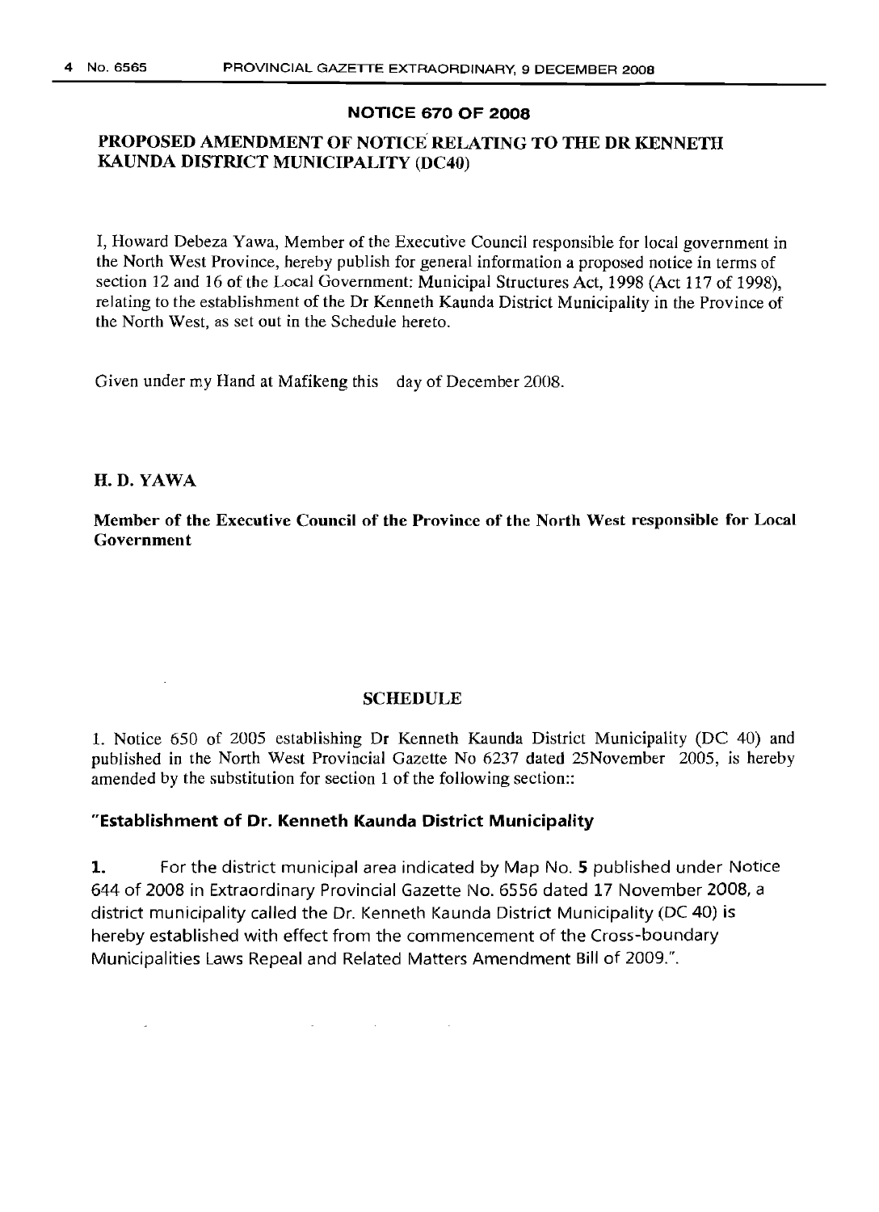## NOTICE 670 OF 2008

## PROPOSED AMENDMENT OF NOTICE RELATING TO THE DR KENNETH KAUNDA DISTRICT MUNICIPALITY (DC40)

I, Howard Debeza Yawa, Member of the Executive Council responsible for local government in the North West Province, hereby publish for general information a proposed notice in terms of section 12 and 16 of the Local Government: Municipal Structures Act, 1998 (Act 117 of 1998), relating to the establishment of the Dr Kenneth Kaunda District Municipality in the Province of the North West, as set out in the Schedule hereto.

Given under my Hand at Mafikeng this day of December 2008.

**H. D. YAWA**

**Member of the Executive Council of the Province of the North West responsible for Local Government**

### SCHEDULE

1. Notice 650 of 2005 establishing Dr Kenneth Kaunda District Municipality (DC 40) and published in the North West Provincial Gazette No 6237 dated 25November 2005, is hereby amended by the substitution for section 1 of the following section::

**"Establishment of Dr. Kenneth Kaunda District Municipality**

**1.** For the district municipal area indicated by Map No. **5** published under Notice 644 of 2008 in Extraordinary Provincial Gazette No. 6556 dated 17 November 2008, a district municipality called the Dr. Kenneth Kaunda District Municipality (DC 40) is hereby established with effect from the commencement of the Cross-boundary Municipalities Laws Repeal and Related Matters Amendment Bill of 2009.".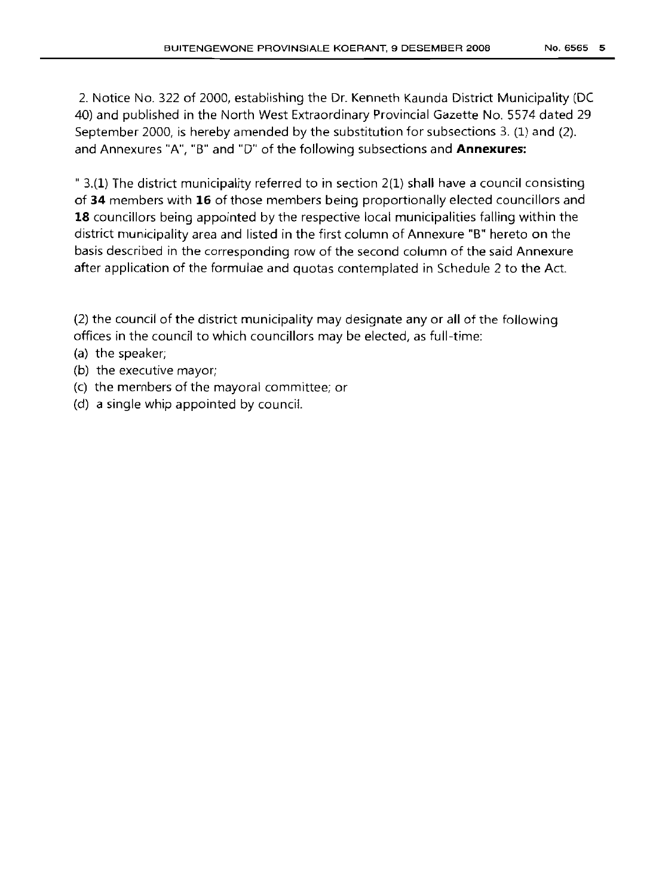2. Notice No. 322 of 2000, establishing the Dr. Kenneth Kaunda District Municipality (DC 40) and published in the North West Extraordinary Provincial Gazette No. 5574 dated 29 September 2000, is hereby amended by the substitution for subsections 3. (1) and (2). and Annexures "A", "B" and "D" of the following subsections and **Annexures:**

" 3.(**1**) The district municipality referred to in section 2(1) shall have a council consisting of **34** members with **16** of those members being proportionally elected councillors and **18** councillors being appointed by the respective local municipalities falling within the district municipality area and listed in the first column of Annexure "B" hereto on the basis described in the corresponding row of the second column of the said Annexure after application of the formulae and quotas contemplated in Schedule 2 to the Act.

(2) the council of the district municipality may designate any or all of the following offices in the council to which councillors may be elected, as full-time:

(a) the speaker;
(b) the executive mayor;
(c) the members of the mayoral committee; or
(d) a single whip appointed by council.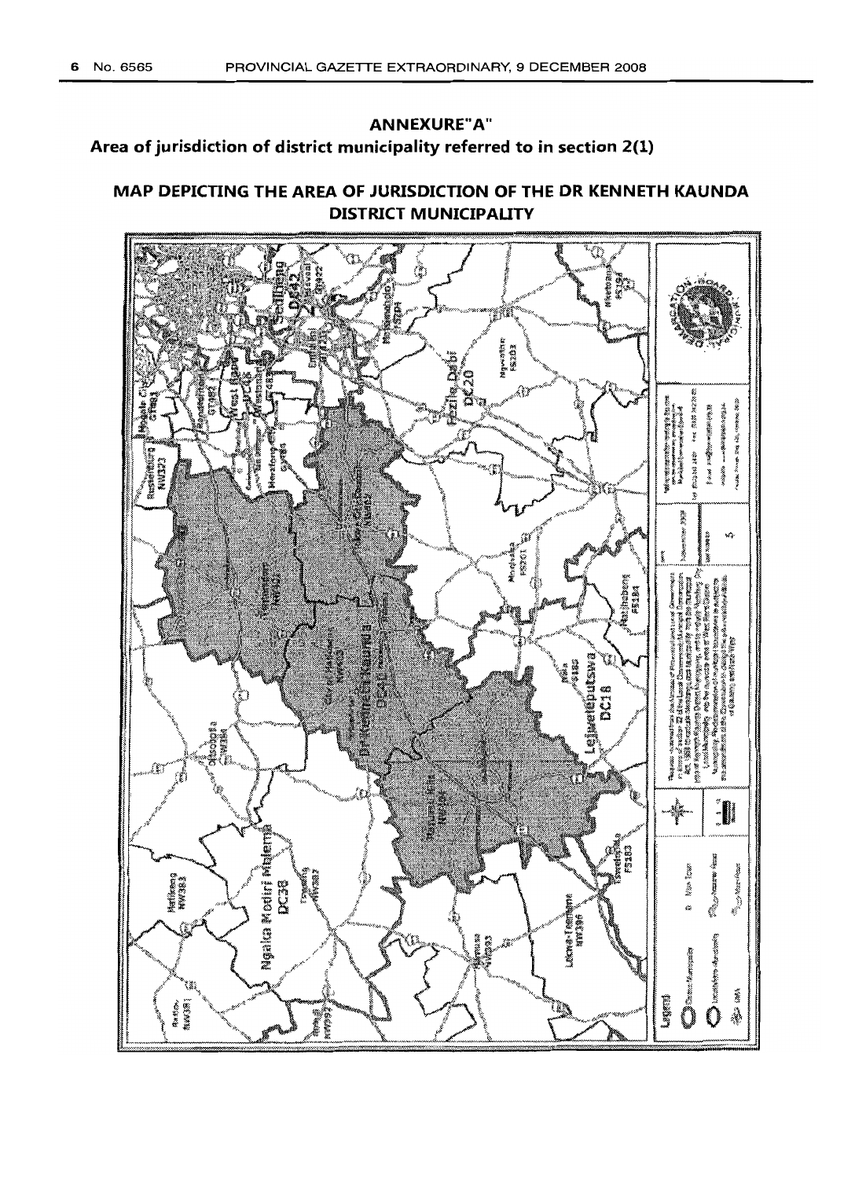## ANNEXURE"A"

### Area of jurisdiction of district municipality referred to in section 2(1)

### MAP DEPICTING THE AREA OF JURISDICTION OF THE DR KENNETH KAUNDA DISTRICT MUNICIPALITY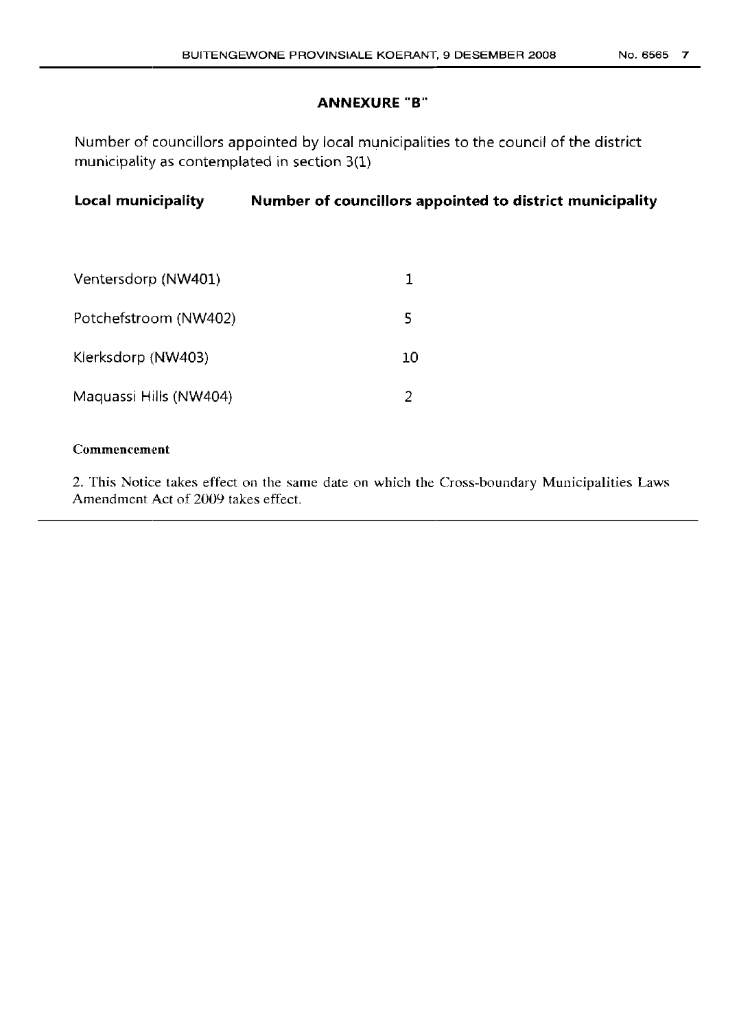## ANNEXURE "B"

Number of councillors appointed by local municipalities to the council of the district municipality as contemplated in section 3(1)

| Local municipality | Number of councillors appointed to district municipality |
|---|---|
| Ventersdorp (NW401) | 1 |
| Potchefstroom (NW402) | 5 |
| Klerksdorp (NW403) | 10 |
| Maquassi Hills (NW404) | 2 |

**Commencement**

2. This Notice takes effect on the same date on which the Cross-boundary Municipalities Laws Amendment Act of 2009 takes effect.